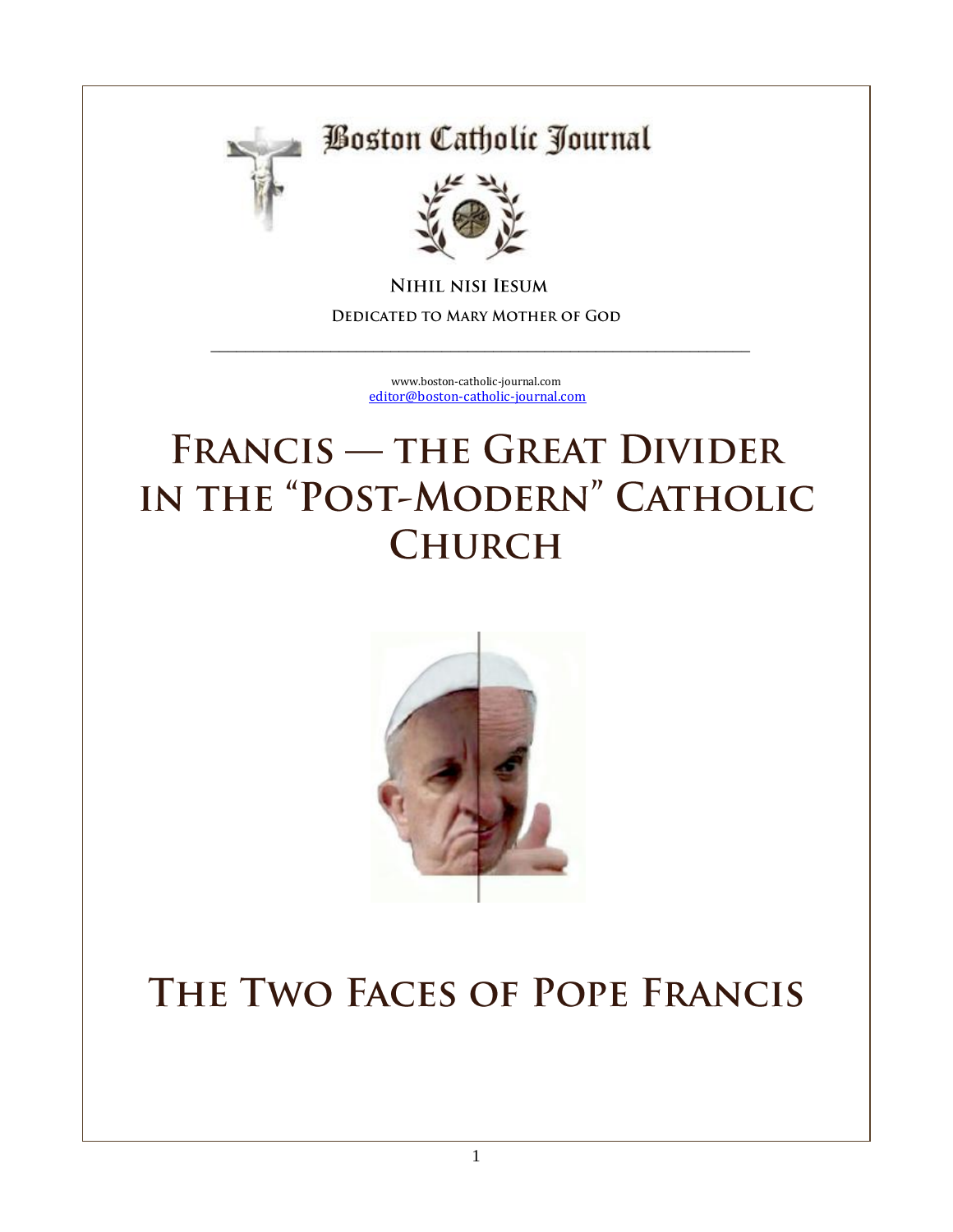Boston Catholic Journal

**Nihil nisi Iesum**

**Dedicated to Mary Mother of God**

---

www.boston-catholic-journal.com
editor@boston-catholic-journal.com

# Francis — the Great Divider in the "Post-Modern" Catholic Church

# The Two Faces of Pope Francis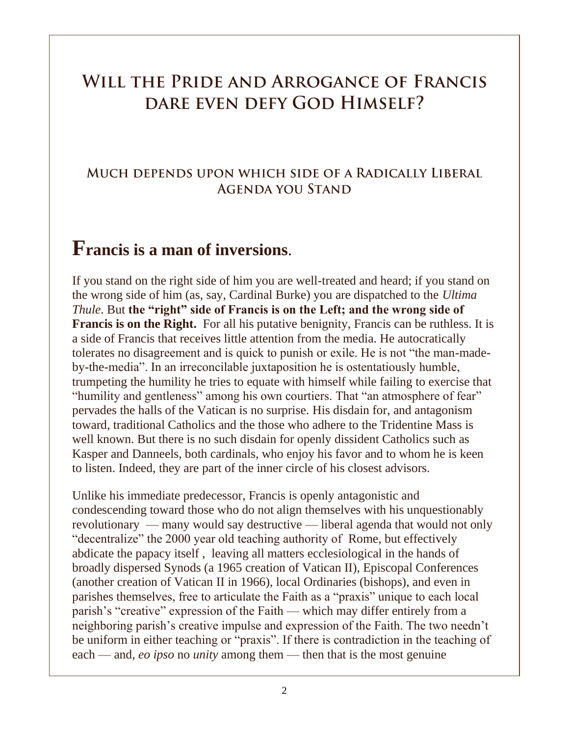# Will the Pride and Arrogance of Francis dare even defy God Himself?

## Much depends upon which side of a Radically Liberal Agenda you Stand

## Francis is a man of inversions.

If you stand on the right side of him you are well-treated and heard; if you stand on the wrong side of him (as, say, Cardinal Burke) you are dispatched to the *Ultima Thule*. But **the "right" side of Francis is on the Left; and the wrong side of Francis is on the Right.** For all his putative benignity, Francis can be ruthless. It is a side of Francis that receives little attention from the media. He autocratically tolerates no disagreement and is quick to punish or exile. He is not "the man-made-by-the-media". In an irreconcilable juxtaposition he is ostentatiously humble, trumpeting the humility he tries to equate with himself while failing to exercise that "humility and gentleness" among his own courtiers. That "an atmosphere of fear" pervades the halls of the Vatican is no surprise. His disdain for, and antagonism toward, traditional Catholics and the those who adhere to the Tridentine Mass is well known. But there is no such disdain for openly dissident Catholics such as Kasper and Danneels, both cardinals, who enjoy his favor and to whom he is keen to listen. Indeed, they are part of the inner circle of his closest advisors.

Unlike his immediate predecessor, Francis is openly antagonistic and condescending toward those who do not align themselves with his unquestionably revolutionary — many would say destructive — liberal agenda that would not only "decentralize" the 2000 year old teaching authority of Rome, but effectively abdicate the papacy itself , leaving all matters ecclesiological in the hands of broadly dispersed Synods (a 1965 creation of Vatican II), Episcopal Conferences (another creation of Vatican II in 1966), local Ordinaries (bishops), and even in parishes themselves, free to articulate the Faith as a "praxis" unique to each local parish's "creative" expression of the Faith — which may differ entirely from a neighboring parish's creative impulse and expression of the Faith. The two needn't be uniform in either teaching or "praxis". If there is contradiction in the teaching of each — and, *eo ipso* no *unity* among them — then that is the most genuine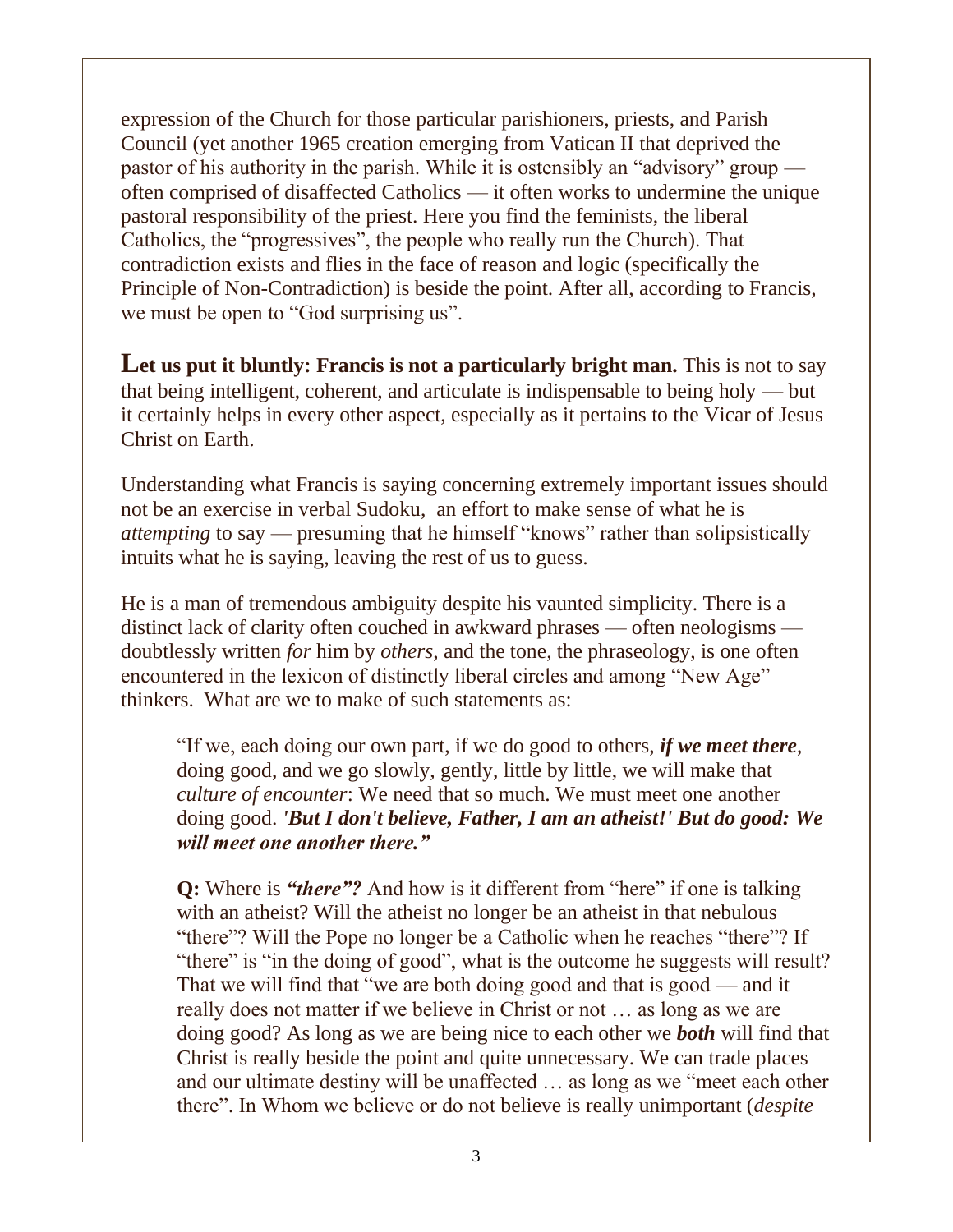expression of the Church for those particular parishioners, priests, and Parish Council (yet another 1965 creation emerging from Vatican II that deprived the pastor of his authority in the parish. While it is ostensibly an "advisory" group — often comprised of disaffected Catholics — it often works to undermine the unique pastoral responsibility of the priest. Here you find the feminists, the liberal Catholics, the "progressives", the people who really run the Church). That contradiction exists and flies in the face of reason and logic (specifically the Principle of Non-Contradiction) is beside the point. After all, according to Francis, we must be open to "God surprising us".

**Let us put it bluntly: Francis is not a particularly bright man.** This is not to say that being intelligent, coherent, and articulate is indispensable to being holy — but it certainly helps in every other aspect, especially as it pertains to the Vicar of Jesus Christ on Earth.

Understanding what Francis is saying concerning extremely important issues should not be an exercise in verbal Sudoku, an effort to make sense of what he is *attempting* to say — presuming that he himself "knows" rather than solipsistically intuits what he is saying, leaving the rest of us to guess.

He is a man of tremendous ambiguity despite his vaunted simplicity. There is a distinct lack of clarity often couched in awkward phrases — often neologisms — doubtlessly written *for* him by *others*, and the tone, the phraseology, is one often encountered in the lexicon of distinctly liberal circles and among "New Age" thinkers. What are we to make of such statements as:

> "If we, each doing our own part, if we do good to others, ***if we meet there***, doing good, and we go slowly, gently, little by little, we will make that *culture of encounter*: We need that so much. We must meet one another doing good. ***'But I don't believe, Father, I am an atheist!' But do good: We will meet one another there."***
>
> **Q:** Where is ***"there"?*** And how is it different from "here" if one is talking with an atheist? Will the atheist no longer be an atheist in that nebulous "there"? Will the Pope no longer be a Catholic when he reaches "there"? If "there" is "in the doing of good", what is the outcome he suggests will result? That we will find that "we are both doing good and that is good — and it really does not matter if we believe in Christ or not … as long as we are doing good? As long as we are being nice to each other we ***both*** will find that Christ is really beside the point and quite unnecessary. We can trade places and our ultimate destiny will be unaffected … as long as we "meet each other there". In Whom we believe or do not believe is really unimportant (*despite*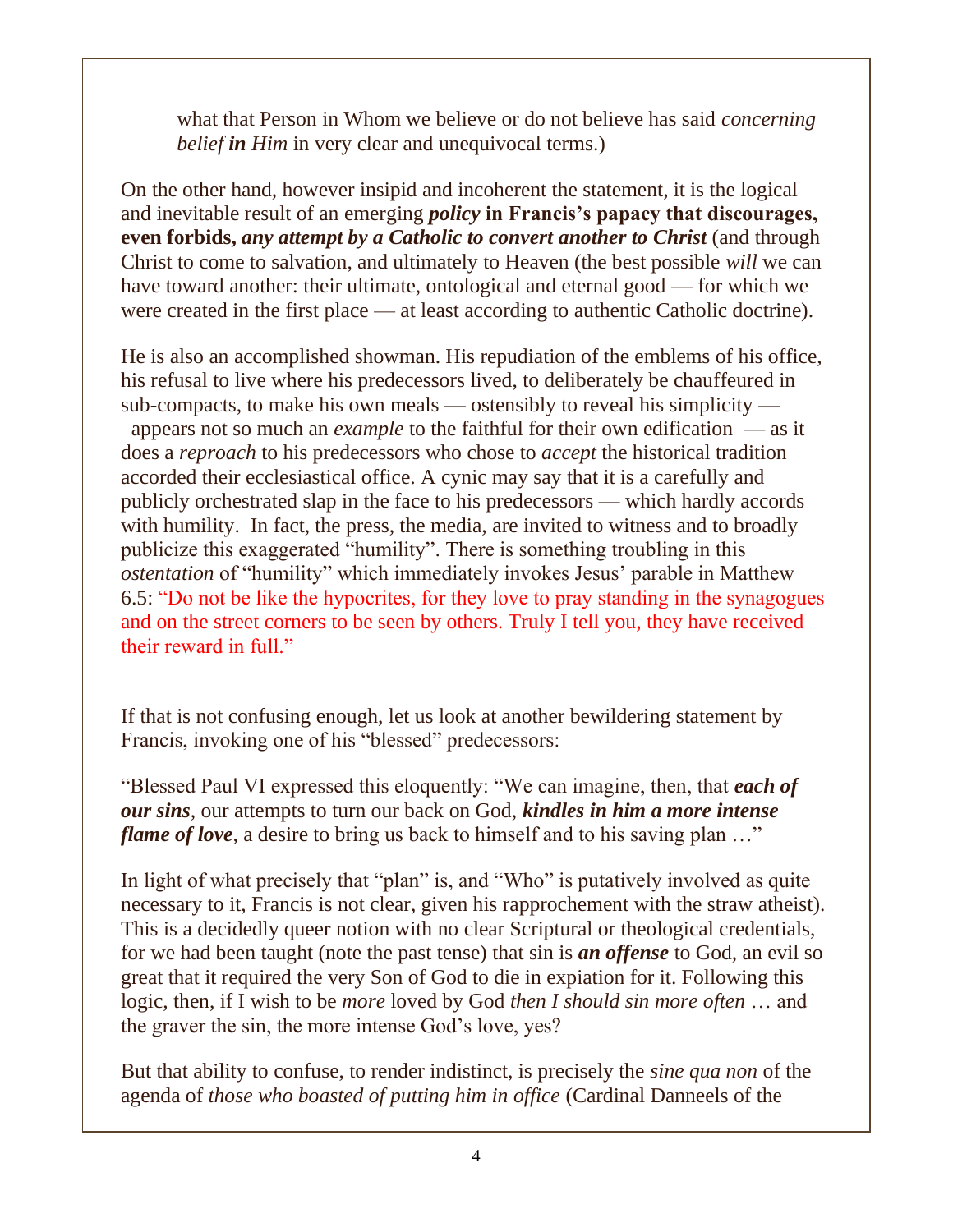what that Person in Whom we believe or do not believe has said *concerning belief* ***in*** *Him* in very clear and unequivocal terms.)

On the other hand, however insipid and incoherent the statement, it is the logical and inevitable result of an emerging ***policy*** **in Francis's papacy that discourages, even forbids,** ***any attempt by a Catholic to convert another to Christ*** (and through Christ to come to salvation, and ultimately to Heaven (the best possible *will* we can have toward another: their ultimate, ontological and eternal good — for which we were created in the first place — at least according to authentic Catholic doctrine).

He is also an accomplished showman. His repudiation of the emblems of his office, his refusal to live where his predecessors lived, to deliberately be chauffeured in sub-compacts, to make his own meals — ostensibly to reveal his simplicity — appears not so much an *example* to the faithful for their own edification — as it does a *reproach* to his predecessors who chose to *accept* the historical tradition accorded their ecclesiastical office. A cynic may say that it is a carefully and publicly orchestrated slap in the face to his predecessors — which hardly accords with humility. In fact, the press, the media, are invited to witness and to broadly publicize this exaggerated "humility". There is something troubling in this *ostentation* of "humility" which immediately invokes Jesus' parable in Matthew 6.5: "Do not be like the hypocrites, for they love to pray standing in the synagogues and on the street corners to be seen by others. Truly I tell you, they have received their reward in full."

If that is not confusing enough, let us look at another bewildering statement by Francis, invoking one of his "blessed" predecessors:

"Blessed Paul VI expressed this eloquently: "We can imagine, then, that ***each of our sins***, our attempts to turn our back on God, ***kindles in him a more intense flame of love***, a desire to bring us back to himself and to his saving plan …"

In light of what precisely that "plan" is, and "Who" is putatively involved as quite necessary to it, Francis is not clear, given his rapprochement with the straw atheist). This is a decidedly queer notion with no clear Scriptural or theological credentials, for we had been taught (note the past tense) that sin is ***an offense*** to God, an evil so great that it required the very Son of God to die in expiation for it. Following this logic, then, if I wish to be *more* loved by God *then I should sin more often* … and the graver the sin, the more intense God's love, yes?

But that ability to confuse, to render indistinct, is precisely the *sine qua non* of the agenda of *those who boasted of putting him in office* (Cardinal Danneels of the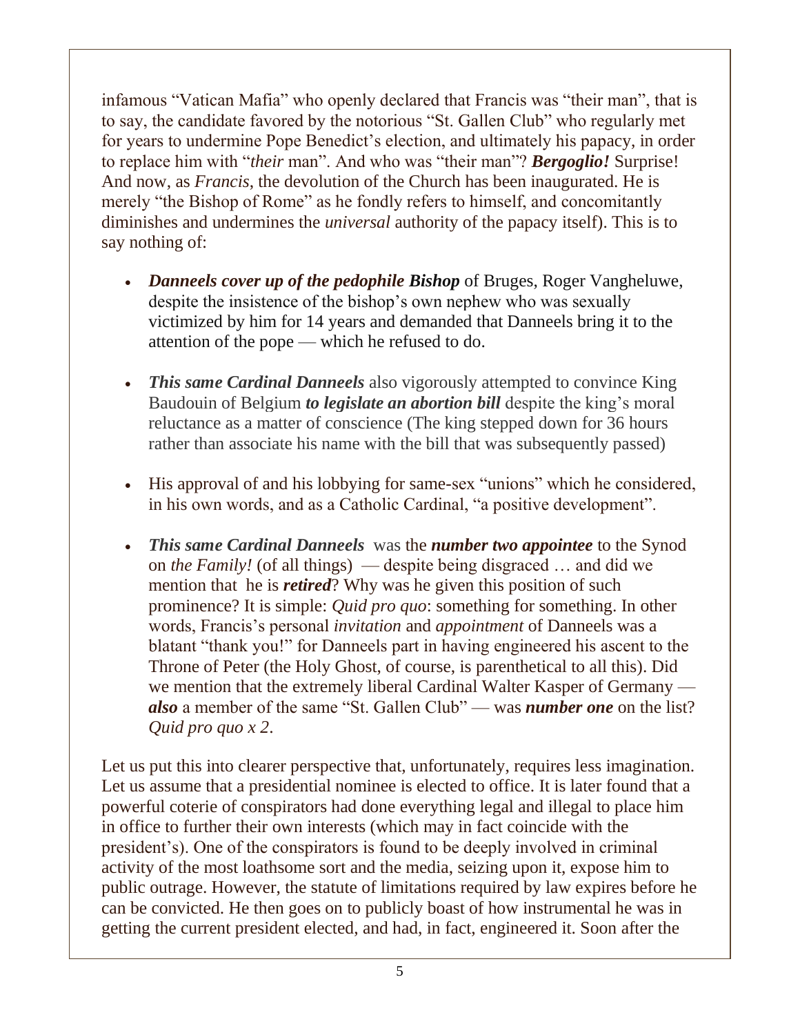infamous "Vatican Mafia" who openly declared that Francis was "their man", that is to say, the candidate favored by the notorious "St. Gallen Club" who regularly met for years to undermine Pope Benedict's election, and ultimately his papacy, in order to replace him with "*their* man". And who was "their man"? ***Bergoglio!*** Surprise! And now, as *Francis*, the devolution of the Church has been inaugurated. He is merely "the Bishop of Rome" as he fondly refers to himself, and concomitantly diminishes and undermines the *universal* authority of the papacy itself). This is to say nothing of:

- ***Danneels cover up of the pedophile Bishop*** of Bruges, Roger Vangheluwe, despite the insistence of the bishop's own nephew who was sexually victimized by him for 14 years and demanded that Danneels bring it to the attention of the pope — which he refused to do.

- ***This same Cardinal Danneels*** also vigorously attempted to convince King Baudouin of Belgium ***to legislate an abortion bill*** despite the king's moral reluctance as a matter of conscience (The king stepped down for 36 hours rather than associate his name with the bill that was subsequently passed)

- His approval of and his lobbying for same-sex "unions" which he considered, in his own words, and as a Catholic Cardinal, "a positive development".

- ***This same Cardinal Danneels*** was the ***number two appointee*** to the Synod on *the Family!* (of all things) — despite being disgraced … and did we mention that he is ***retired***? Why was he given this position of such prominence? It is simple: *Quid pro quo*: something for something. In other words, Francis's personal *invitation* and *appointment* of Danneels was a blatant "thank you!" for Danneels part in having engineered his ascent to the Throne of Peter (the Holy Ghost, of course, is parenthetical to all this). Did we mention that the extremely liberal Cardinal Walter Kasper of Germany — ***also*** a member of the same "St. Gallen Club" — was ***number one*** on the list? *Quid pro quo x 2*.

Let us put this into clearer perspective that, unfortunately, requires less imagination. Let us assume that a presidential nominee is elected to office. It is later found that a powerful coterie of conspirators had done everything legal and illegal to place him in office to further their own interests (which may in fact coincide with the president's). One of the conspirators is found to be deeply involved in criminal activity of the most loathsome sort and the media, seizing upon it, expose him to public outrage. However, the statute of limitations required by law expires before he can be convicted. He then goes on to publicly boast of how instrumental he was in getting the current president elected, and had, in fact, engineered it. Soon after the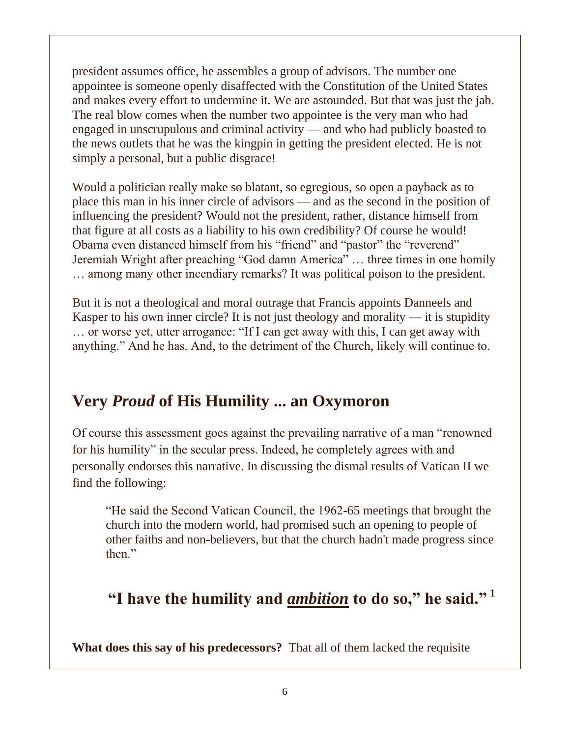president assumes office, he assembles a group of advisors. The number one appointee is someone openly disaffected with the Constitution of the United States and makes every effort to undermine it. We are astounded. But that was just the jab. The real blow comes when the number two appointee is the very man who had engaged in unscrupulous and criminal activity — and who had publicly boasted to the news outlets that he was the kingpin in getting the president elected. He is not simply a personal, but a public disgrace!

Would a politician really make so blatant, so egregious, so open a payback as to place this man in his inner circle of advisors — and as the second in the position of influencing the president? Would not the president, rather, distance himself from that figure at all costs as a liability to his own credibility? Of course he would! Obama even distanced himself from his "friend" and "pastor" the "reverend" Jeremiah Wright after preaching "God damn America" … three times in one homily … among many other incendiary remarks? It was political poison to the president.

But it is not a theological and moral outrage that Francis appoints Danneels and Kasper to his own inner circle? It is not just theology and morality — it is stupidity … or worse yet, utter arrogance: "If I can get away with this, I can get away with anything." And he has. And, to the detriment of the Church, likely will continue to.

## Very *Proud* of His Humility ... an Oxymoron

Of course this assessment goes against the prevailing narrative of a man "renowned for his humility" in the secular press. Indeed, he completely agrees with and personally endorses this narrative. In discussing the dismal results of Vatican II we find the following:

> "He said the Second Vatican Council, the 1962-65 meetings that brought the church into the modern world, had promised such an opening to people of other faiths and non-believers, but that the church hadn't made progress since then."

### "I have the humility and ***ambition*** to do so," he said."[1]

**What does this say of his predecessors?** That all of them lacked the requisite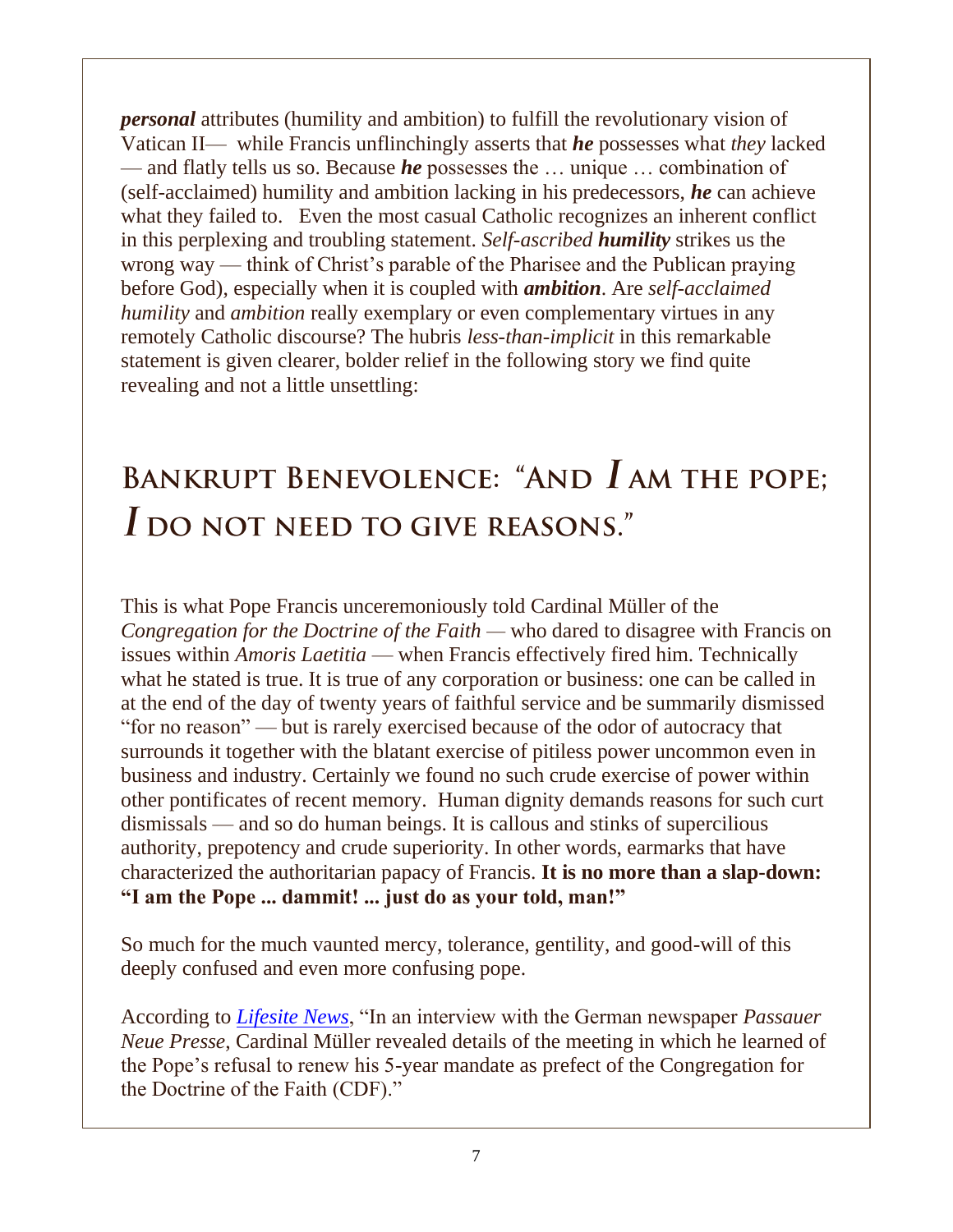***personal*** attributes (humility and ambition) to fulfill the revolutionary vision of Vatican II— while Francis unflinchingly asserts that ***he*** possesses what *they* lacked — and flatly tells us so. Because ***he*** possesses the … unique … combination of (self-acclaimed) humility and ambition lacking in his predecessors, ***he*** can achieve what they failed to. Even the most casual Catholic recognizes an inherent conflict in this perplexing and troubling statement. *Self-ascribed* ***humility*** strikes us the wrong way — think of Christ's parable of the Pharisee and the Publican praying before God), especially when it is coupled with ***ambition***. Are *self-acclaimed humility* and *ambition* really exemplary or even complementary virtues in any remotely Catholic discourse? The hubris *less-than-implicit* in this remarkable statement is given clearer, bolder relief in the following story we find quite revealing and not a little unsettling:

## Bankrupt Benevolence: "And *I* am the pope; *I* do not need to give reasons."

This is what Pope Francis unceremoniously told Cardinal Müller of the *Congregation for the Doctrine of the Faith* — who dared to disagree with Francis on issues within *Amoris Laetitia* — when Francis effectively fired him. Technically what he stated is true. It is true of any corporation or business: one can be called in at the end of the day of twenty years of faithful service and be summarily dismissed "for no reason" — but is rarely exercised because of the odor of autocracy that surrounds it together with the blatant exercise of pitiless power uncommon even in business and industry. Certainly we found no such crude exercise of power within other pontificates of recent memory. Human dignity demands reasons for such curt dismissals — and so do human beings. It is callous and stinks of supercilious authority, prepotency and crude superiority. In other words, earmarks that have characterized the authoritarian papacy of Francis. **It is no more than a slap-down: "I am the Pope ... dammit! ... just do as your told, man!"**

So much for the much vaunted mercy, tolerance, gentility, and good-will of this deeply confused and even more confusing pope.

According to *Lifesite News*, "In an interview with the German newspaper *Passauer Neue Presse*, Cardinal Müller revealed details of the meeting in which he learned of the Pope's refusal to renew his 5-year mandate as prefect of the Congregation for the Doctrine of the Faith (CDF)."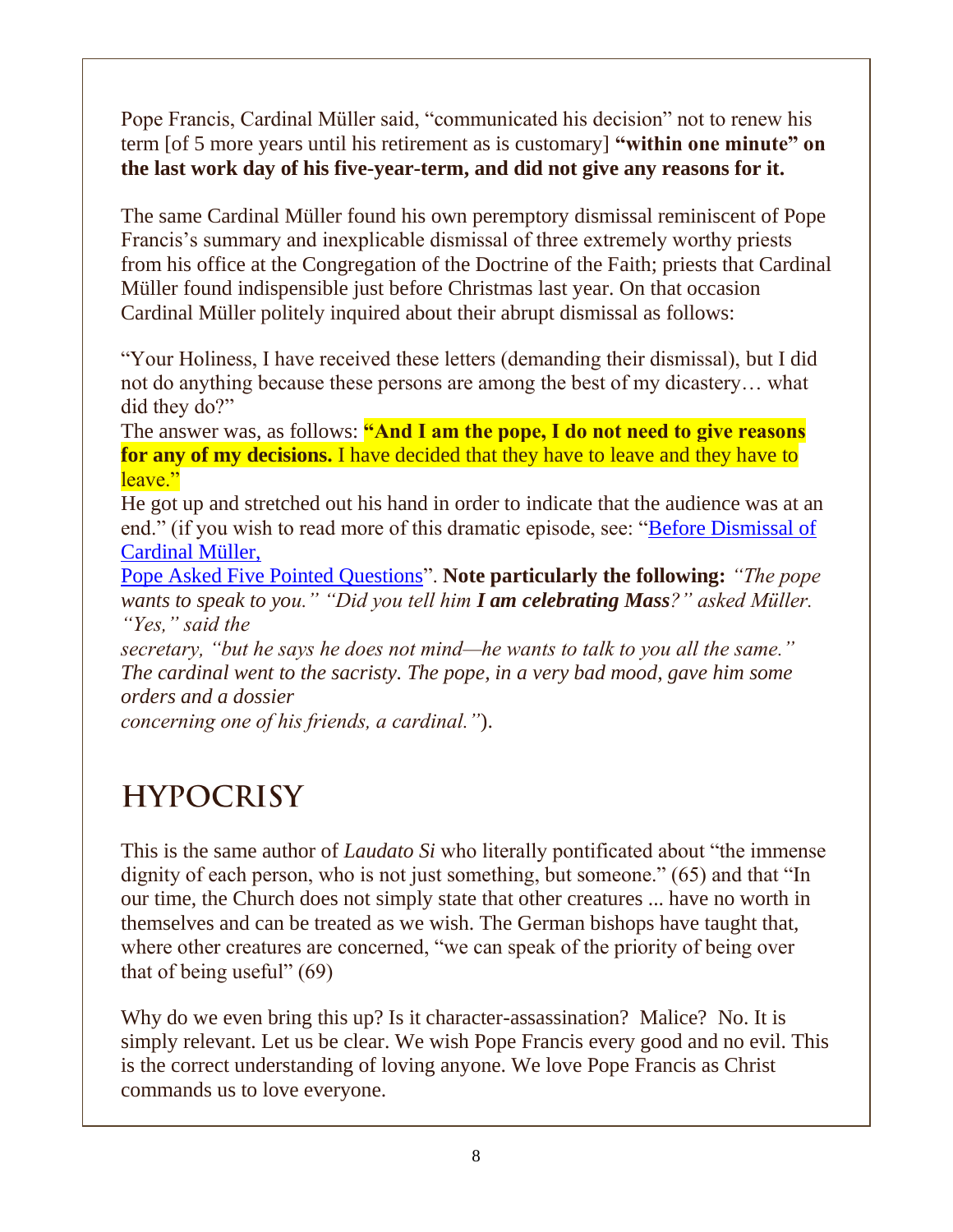Pope Francis, Cardinal Müller said, "communicated his decision" not to renew his term [of 5 more years until his retirement as is customary] **"within one minute" on the last work day of his five-year-term, and did not give any reasons for it.**

The same Cardinal Müller found his own peremptory dismissal reminiscent of Pope Francis's summary and inexplicable dismissal of three extremely worthy priests from his office at the Congregation of the Doctrine of the Faith; priests that Cardinal Müller found indispensible just before Christmas last year. On that occasion Cardinal Müller politely inquired about their abrupt dismissal as follows:

"Your Holiness, I have received these letters (demanding their dismissal), but I did not do anything because these persons are among the best of my dicastery… what did they do?"

The answer was, as follows: **"And I am the pope, I do not need to give reasons for any of my decisions.** I have decided that they have to leave and they have to leave."

He got up and stretched out his hand in order to indicate that the audience was at an end." (if you wish to read more of this dramatic episode, see: "[Before Dismissal of Cardinal Müller, Pope Asked Five Pointed Questions]". **Note particularly the following:** *"The pope wants to speak to you." "Did you tell him **I am celebrating Mass**?" asked Müller. "Yes," said the secretary, "but he says he does not mind—he wants to talk to you all the same." The cardinal went to the sacristy. The pope, in a very bad mood, gave him some orders and a dossier concerning one of his friends, a cardinal."*).

# HYPOCRISY

This is the same author of *Laudato Si* who literally pontificated about "the immense dignity of each person, who is not just something, but someone." (65) and that "In our time, the Church does not simply state that other creatures ... have no worth in themselves and can be treated as we wish. The German bishops have taught that, where other creatures are concerned, "we can speak of the priority of being over that of being useful" (69)

Why do we even bring this up? Is it character-assassination? Malice? No. It is simply relevant. Let us be clear. We wish Pope Francis every good and no evil. This is the correct understanding of loving anyone. We love Pope Francis as Christ commands us to love everyone.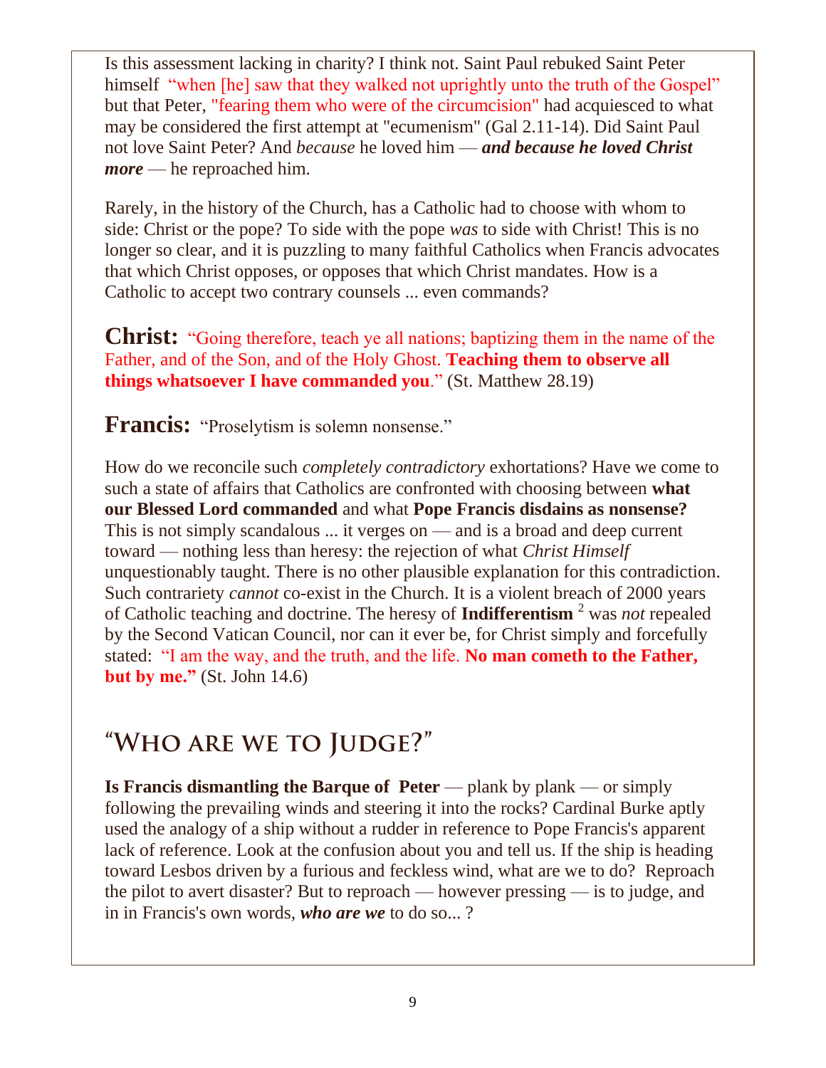Is this assessment lacking in charity? I think not. Saint Paul rebuked Saint Peter himself "when [he] saw that they walked not uprightly unto the truth of the Gospel" but that Peter, "fearing them who were of the circumcision" had acquiesced to what may be considered the first attempt at "ecumenism" (Gal 2.11-14). Did Saint Paul not love Saint Peter? And *because* he loved him — ***and because he loved Christ more*** — he reproached him.

Rarely, in the history of the Church, has a Catholic had to choose with whom to side: Christ or the pope? To side with the pope *was* to side with Christ! This is no longer so clear, and it is puzzling to many faithful Catholics when Francis advocates that which Christ opposes, or opposes that which Christ mandates. How is a Catholic to accept two contrary counsels ... even commands?

**Christ:** "Going therefore, teach ye all nations; baptizing them in the name of the Father, and of the Son, and of the Holy Ghost. **Teaching them to observe all things whatsoever I have commanded you**." (St. Matthew 28.19)

**Francis:** "Proselytism is solemn nonsense."

How do we reconcile such *completely contradictory* exhortations? Have we come to such a state of affairs that Catholics are confronted with choosing between **what our Blessed Lord commanded** and what **Pope Francis disdains as nonsense?** This is not simply scandalous ... it verges on — and is a broad and deep current toward — nothing less than heresy: the rejection of what *Christ Himself* unquestionably taught. There is no other plausible explanation for this contradiction. Such contrariety *cannot* co-exist in the Church. It is a violent breach of 2000 years of Catholic teaching and doctrine. The heresy of **Indifferentism** [2] was *not* repealed by the Second Vatican Council, nor can it ever be, for Christ simply and forcefully stated: "I am the way, and the truth, and the life. **No man cometh to the Father, but by me."** (St. John 14.6)

## "Who are we to Judge?"

**Is Francis dismantling the Barque of Peter** — plank by plank — or simply following the prevailing winds and steering it into the rocks? Cardinal Burke aptly used the analogy of a ship without a rudder in reference to Pope Francis's apparent lack of reference. Look at the confusion about you and tell us. If the ship is heading toward Lesbos driven by a furious and feckless wind, what are we to do? Reproach the pilot to avert disaster? But to reproach — however pressing — is to judge, and in in Francis's own words, ***who are we*** to do so... ?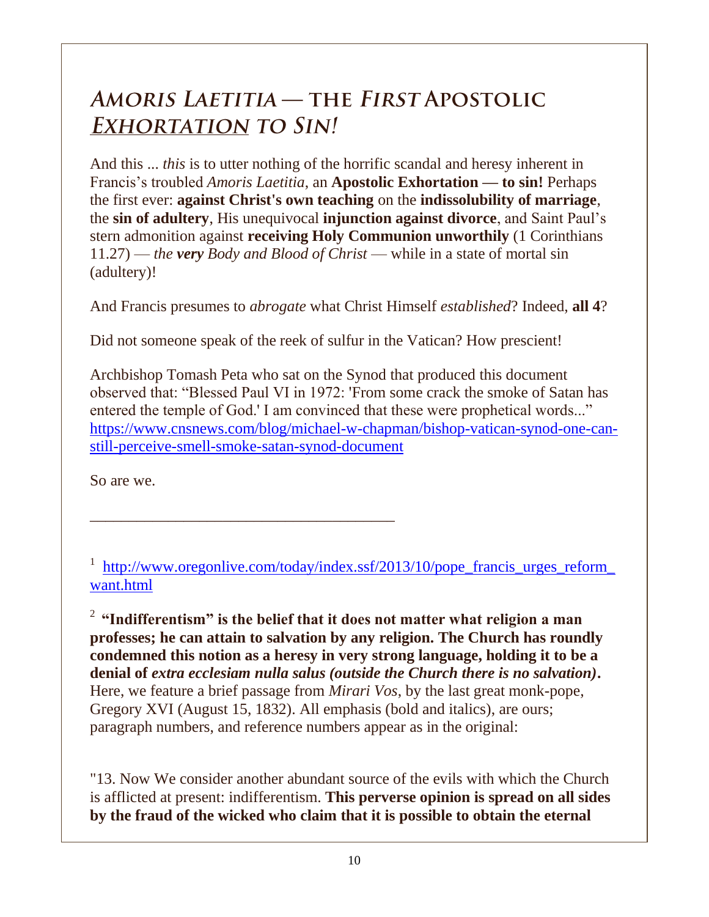## *Amoris Laetitia* — the *First* Apostolic *Exhortation* to *Sin!*

And this ... *this* is to utter nothing of the horrific scandal and heresy inherent in Francis's troubled *Amoris Laetitia*, an **Apostolic Exhortation — to sin!** Perhaps the first ever: **against Christ's own teaching** on the **indissolubility of marriage**, the **sin of adultery**, His unequivocal **injunction against divorce**, and Saint Paul's stern admonition against **receiving Holy Communion unworthily** (1 Corinthians 11.27) — *the **very** Body and Blood of Christ* — while in a state of mortal sin (adultery)!

And Francis presumes to *abrogate* what Christ Himself *established*? Indeed, **all 4**?

Did not someone speak of the reek of sulfur in the Vatican? How prescient!

Archbishop Tomash Peta who sat on the Synod that produced this document observed that: "Blessed Paul VI in 1972: 'From some crack the smoke of Satan has entered the temple of God.' I am convinced that these were prophetical words..." https://www.cnsnews.com/blog/michael-w-chapman/bishop-vatican-synod-one-can-still-perceive-smell-smoke-satan-synod-document

So are we.

---

[1] http://www.oregonlive.com/today/index.ssf/2013/10/pope_francis_urges_reform_want.html

[2] **"Indifferentism" is the belief that it does not matter what religion a man professes; he can attain to salvation by any religion. The Church has roundly condemned this notion as a heresy in very strong language, holding it to be a denial of *extra ecclesiam nulla salus (outside the Church there is no salvation)*.** Here, we feature a brief passage from *Mirari Vos*, by the last great monk-pope, Gregory XVI (August 15, 1832). All emphasis (bold and italics), are ours; paragraph numbers, and reference numbers appear as in the original:

"13. Now We consider another abundant source of the evils with which the Church is afflicted at present: indifferentism. **This perverse opinion is spread on all sides by the fraud of the wicked who claim that it is possible to obtain the eternal**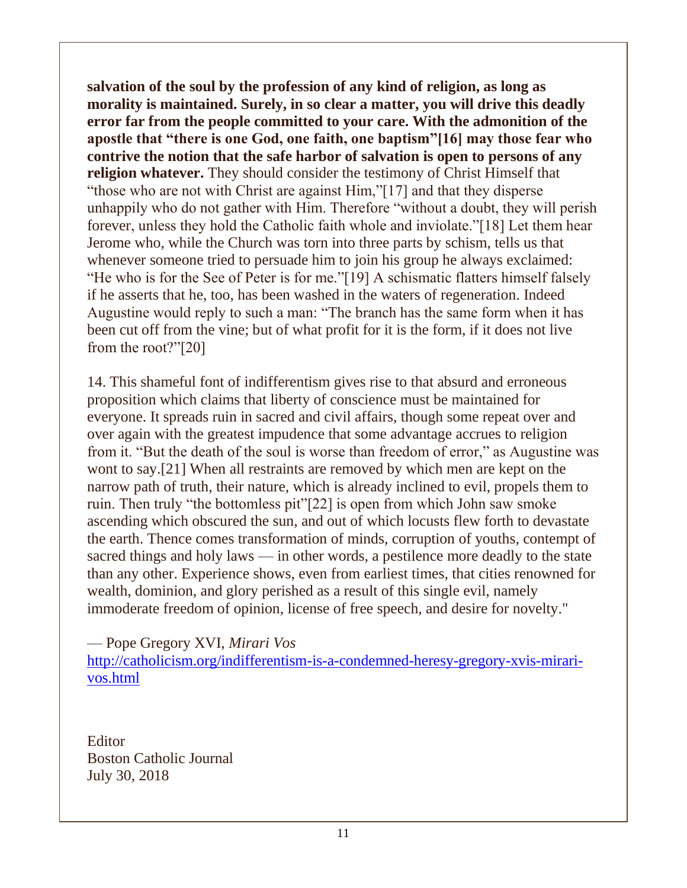**salvation of the soul by the profession of any kind of religion, as long as morality is maintained. Surely, in so clear a matter, you will drive this deadly error far from the people committed to your care. With the admonition of the apostle that "there is one God, one faith, one baptism"[16] may those fear who contrive the notion that the safe harbor of salvation is open to persons of any religion whatever.** They should consider the testimony of Christ Himself that "those who are not with Christ are against Him,"[17] and that they disperse unhappily who do not gather with Him. Therefore "without a doubt, they will perish forever, unless they hold the Catholic faith whole and inviolate."[18] Let them hear Jerome who, while the Church was torn into three parts by schism, tells us that whenever someone tried to persuade him to join his group he always exclaimed: "He who is for the See of Peter is for me."[19] A schismatic flatters himself falsely if he asserts that he, too, has been washed in the waters of regeneration. Indeed Augustine would reply to such a man: "The branch has the same form when it has been cut off from the vine; but of what profit for it is the form, if it does not live from the root?"[20]

14. This shameful font of indifferentism gives rise to that absurd and erroneous proposition which claims that liberty of conscience must be maintained for everyone. It spreads ruin in sacred and civil affairs, though some repeat over and over again with the greatest impudence that some advantage accrues to religion from it. "But the death of the soul is worse than freedom of error," as Augustine was wont to say.[21] When all restraints are removed by which men are kept on the narrow path of truth, their nature, which is already inclined to evil, propels them to ruin. Then truly "the bottomless pit"[22] is open from which John saw smoke ascending which obscured the sun, and out of which locusts flew forth to devastate the earth. Thence comes transformation of minds, corruption of youths, contempt of sacred things and holy laws — in other words, a pestilence more deadly to the state than any other. Experience shows, even from earliest times, that cities renowned for wealth, dominion, and glory perished as a result of this single evil, namely immoderate freedom of opinion, license of free speech, and desire for novelty."

— Pope Gregory XVI, *Mirari Vos*
http://catholicism.org/indifferentism-is-a-condemned-heresy-gregory-xvis-mirari-vos.html

Editor
Boston Catholic Journal
July 30, 2018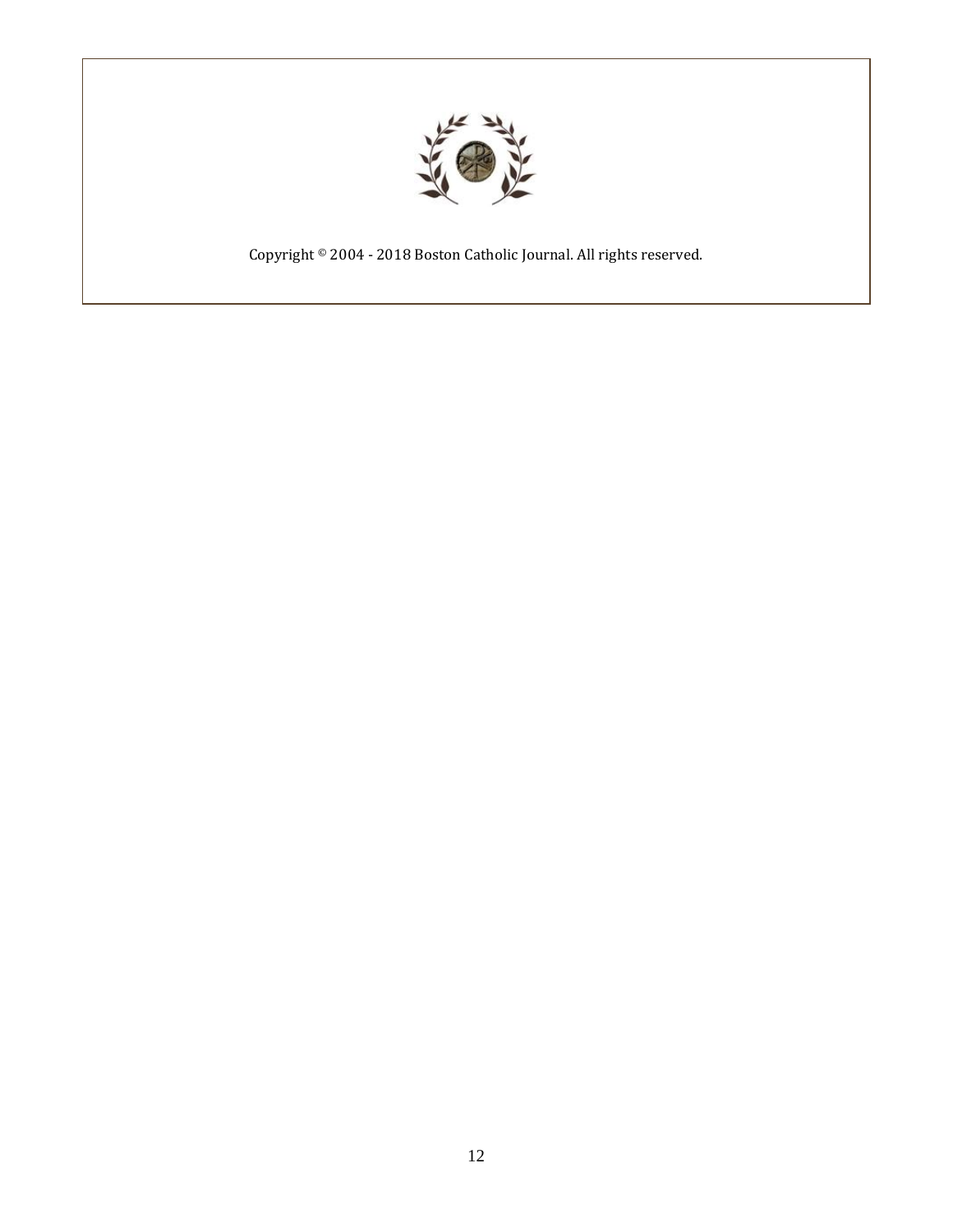Copyright © 2004 - 2018 Boston Catholic Journal. All rights reserved.